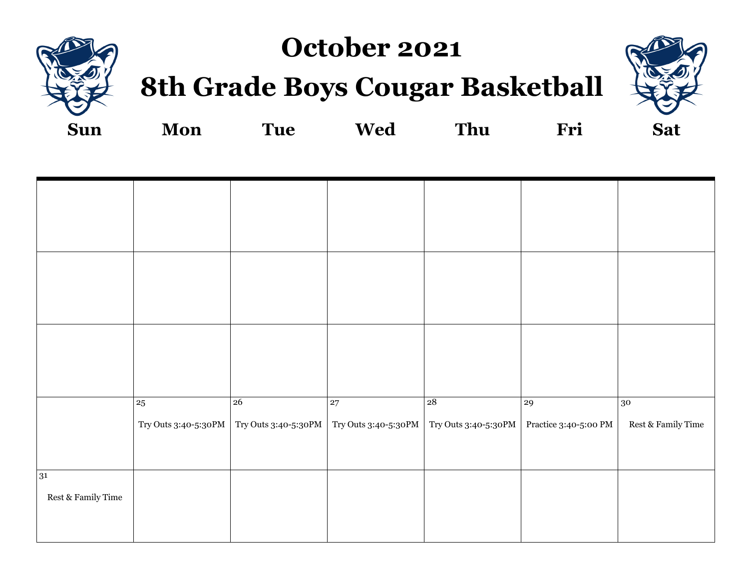# October 2021

# 8th Grade Boys Cougar Basketball

| Sun | Mon | Tue | Wed | Thu | Fri | Sat |
|---|---|---|---|---|---|---|
| | | | | | | |
| | | | | | | |
| | | | | | | |
| | 25 Try Outs 3:40-5:30PM | 26 Try Outs 3:40-5:30PM | 27 Try Outs 3:40-5:30PM | 28 Try Outs 3:40-5:30PM | 29 Practice 3:40-5:00 PM | 30 Rest & Family Time |
| 31 Rest & Family Time | | | | | | |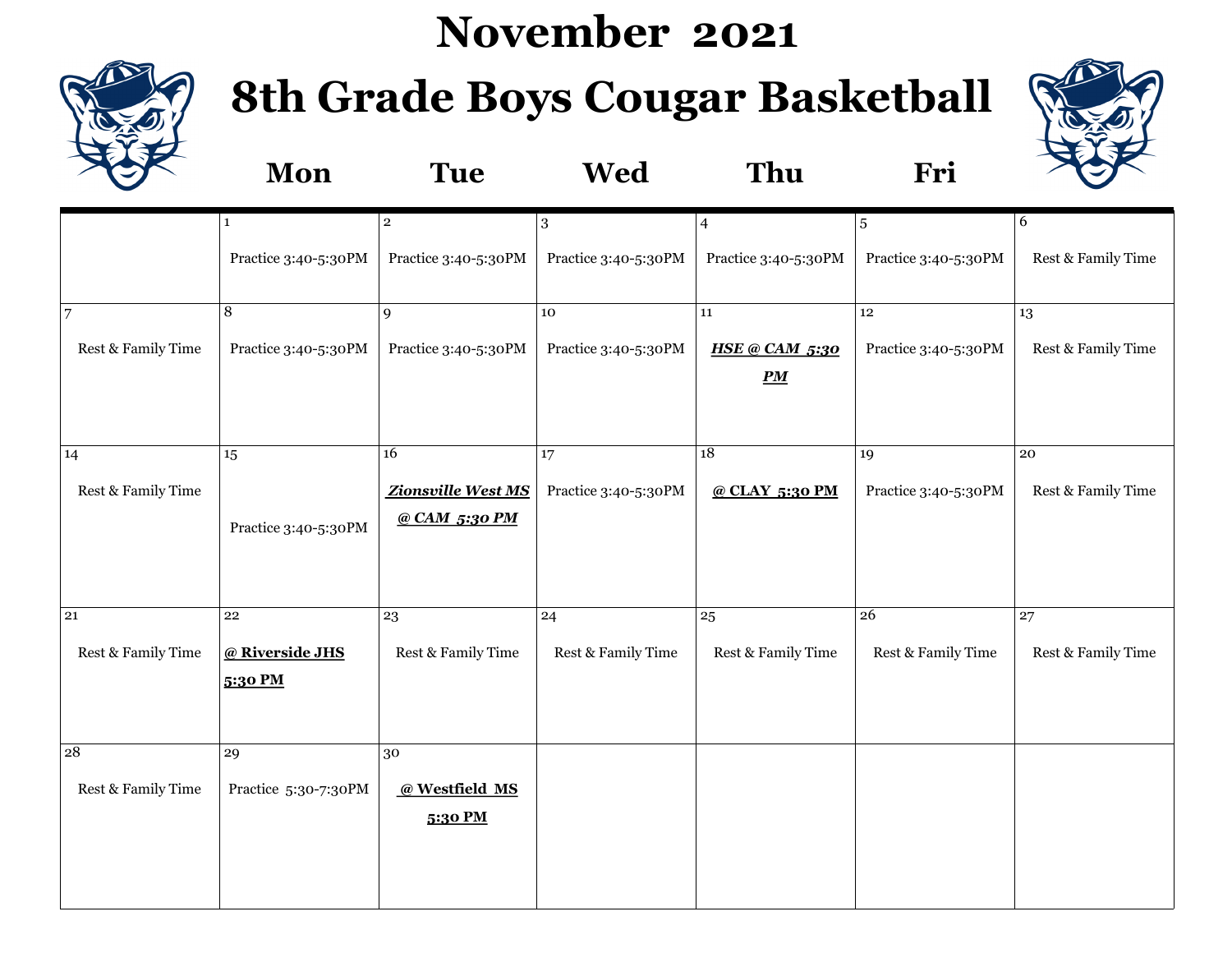# November 2021

# 8th Grade Boys Cougar Basketball

|  | Mon | Tue | Wed | Thu | Fri |  |
|---|---|---|---|---|---|---|
|  | 1 Practice 3:40-5:30PM | 2 Practice 3:40-5:30PM | 3 Practice 3:40-5:30PM | 4 Practice 3:40-5:30PM | 5 Practice 3:40-5:30PM | 6 Rest & Family Time |
| 7 Rest & Family Time | 8 Practice 3:40-5:30PM | 9 Practice 3:40-5:30PM | 10 Practice 3:40-5:30PM | 11 ***HSE @ CAM 5:30 PM*** | 12 Practice 3:40-5:30PM | 13 Rest & Family Time |
| 14 Rest & Family Time | 15 Practice 3:40-5:30PM | 16 ***Zionsville West MS @ CAM 5:30 PM*** | 17 Practice 3:40-5:30PM | 18 **@ CLAY 5:30 PM** | 19 Practice 3:40-5:30PM | 20 Rest & Family Time |
| 21 Rest & Family Time | 22 **@ Riverside JHS 5:30 PM** | 23 Rest & Family Time | 24 Rest & Family Time | 25 Rest & Family Time | 26 Rest & Family Time | 27 Rest & Family Time |
| 28 Rest & Family Time | 29 Practice 5:30-7:30PM | 30 **@ Westfield MS 5:30 PM** |  |  |  |  |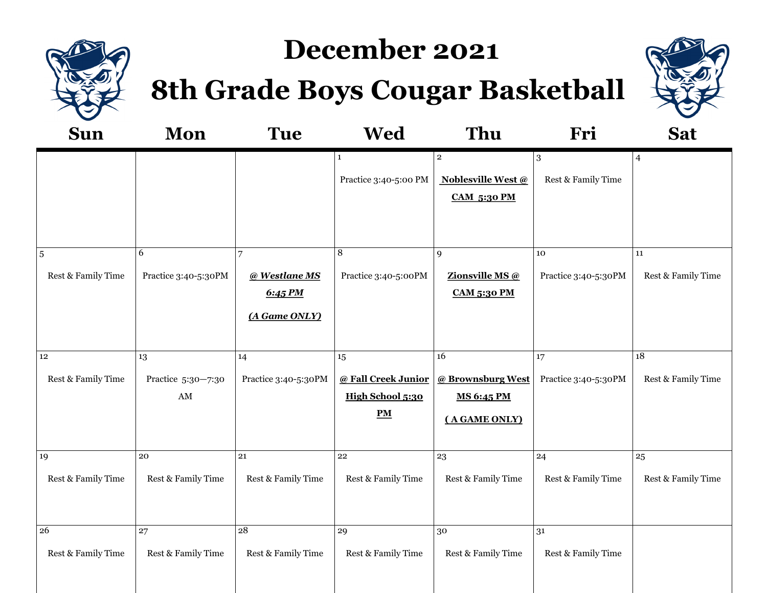# December 2021

# 8th Grade Boys Cougar Basketball

| Sun | Mon | Tue | Wed | Thu | Fri | Sat |
|---|---|---|---|---|---|---|
| | | | 1<br>Practice 3:40-5:00 PM | 2<br>**Noblesville West @ CAM 5:30 PM** | 3<br>Rest & Family Time | 4 |
| 5<br>Rest & Family Time | 6<br>Practice 3:40-5:30PM | 7<br>***@ Westlane MS 6:45 PM***<br>***(A Game ONLY)*** | 8<br>Practice 3:40-5:00PM | 9<br>**Zionsville MS @ CAM 5:30 PM** | 10<br>Practice 3:40-5:30PM | 11<br>Rest & Family Time |
| 12<br>Rest & Family Time | 13<br>Practice 5:30—7:30 AM | 14<br>Practice 3:40-5:30PM | 15<br>**@ Fall Creek Junior High School 5:30 PM** | 16<br>**@ Brownsburg West MS 6:45 PM**<br>**( A GAME ONLY)** | 17<br>Practice 3:40-5:30PM | 18<br>Rest & Family Time |
| 19<br>Rest & Family Time | 20<br>Rest & Family Time | 21<br>Rest & Family Time | 22<br>Rest & Family Time | 23<br>Rest & Family Time | 24<br>Rest & Family Time | 25<br>Rest & Family Time |
| 26<br>Rest & Family Time | 27<br>Rest & Family Time | 28<br>Rest & Family Time | 29<br>Rest & Family Time | 30<br>Rest & Family Time | 31<br>Rest & Family Time | |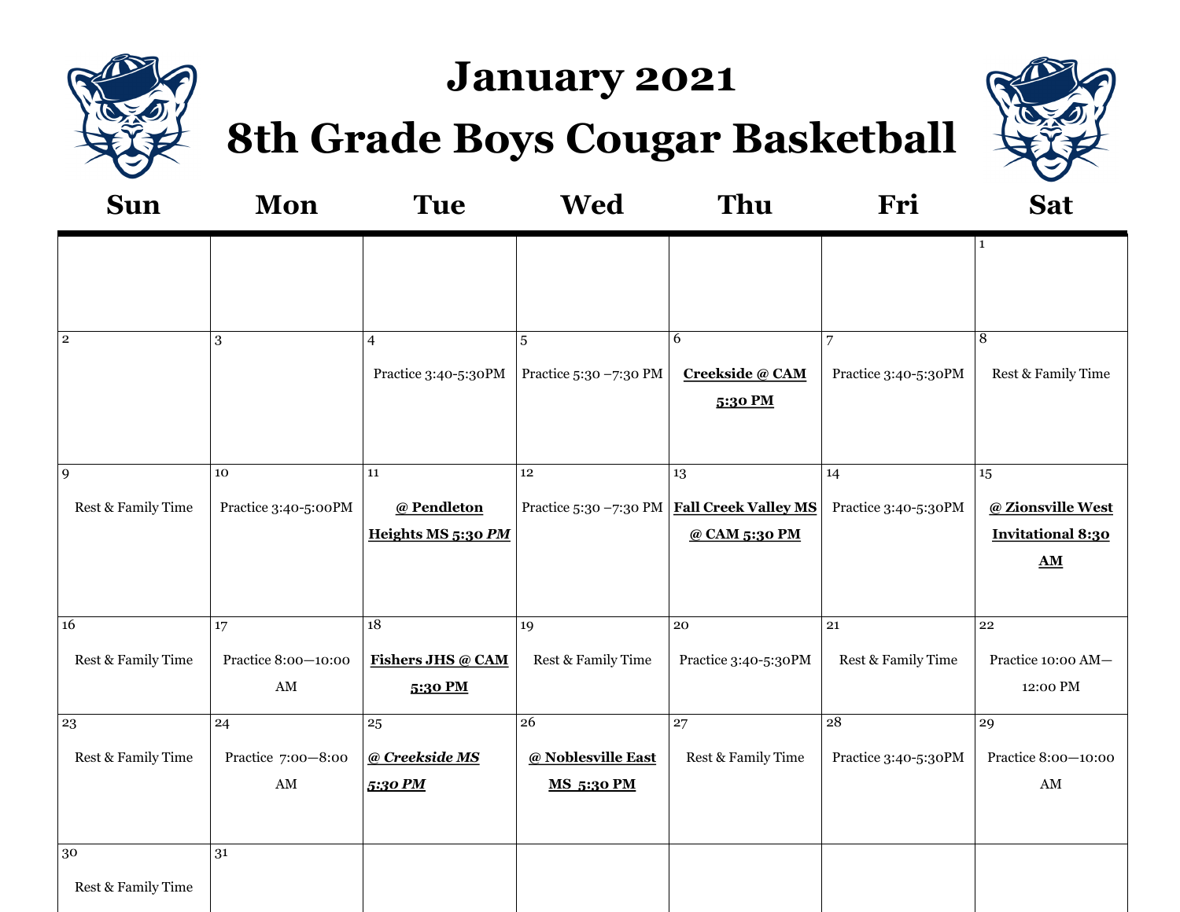# January 2021

# 8th Grade Boys Cougar Basketball

| Sun | Mon | Tue | Wed | Thu | Fri | Sat |
|---|---|---|---|---|---|---|
| | | | | | | 1 |
| 2 | 3 | 4 Practice 3:40-5:30PM | 5 Practice 5:30 –7:30 PM | 6 **Creekside @ CAM 5:30 PM** | 7 Practice 3:40-5:30PM | 8 Rest & Family Time |
| 9 Rest & Family Time | 10 Practice 3:40-5:00PM | 11 **@ Pendleton Heights MS 5:30 *PM*** | 12 Practice 5:30 –7:30 PM | 13 **Fall Creek Valley MS @ CAM 5:30 PM** | 14 Practice 3:40-5:30PM | 15 **@ Zionsville West Invitational 8:30 AM** |
| 16 Rest & Family Time | 17 Practice 8:00—10:00 AM | 18 **Fishers JHS @ CAM 5:30 PM** | 19 Rest & Family Time | 20 Practice 3:40-5:30PM | 21 Rest & Family Time | 22 Practice 10:00 AM—12:00 PM |
| 23 Rest & Family Time | 24 Practice 7:00—8:00 AM | 25 ***@ Creekside MS 5:30 PM*** | 26 **@ Noblesville East MS 5:30 PM** | 27 Rest & Family Time | 28 Practice 3:40-5:30PM | 29 Practice 8:00—10:00 AM |
| 30 Rest & Family Time | 31 | | | | | |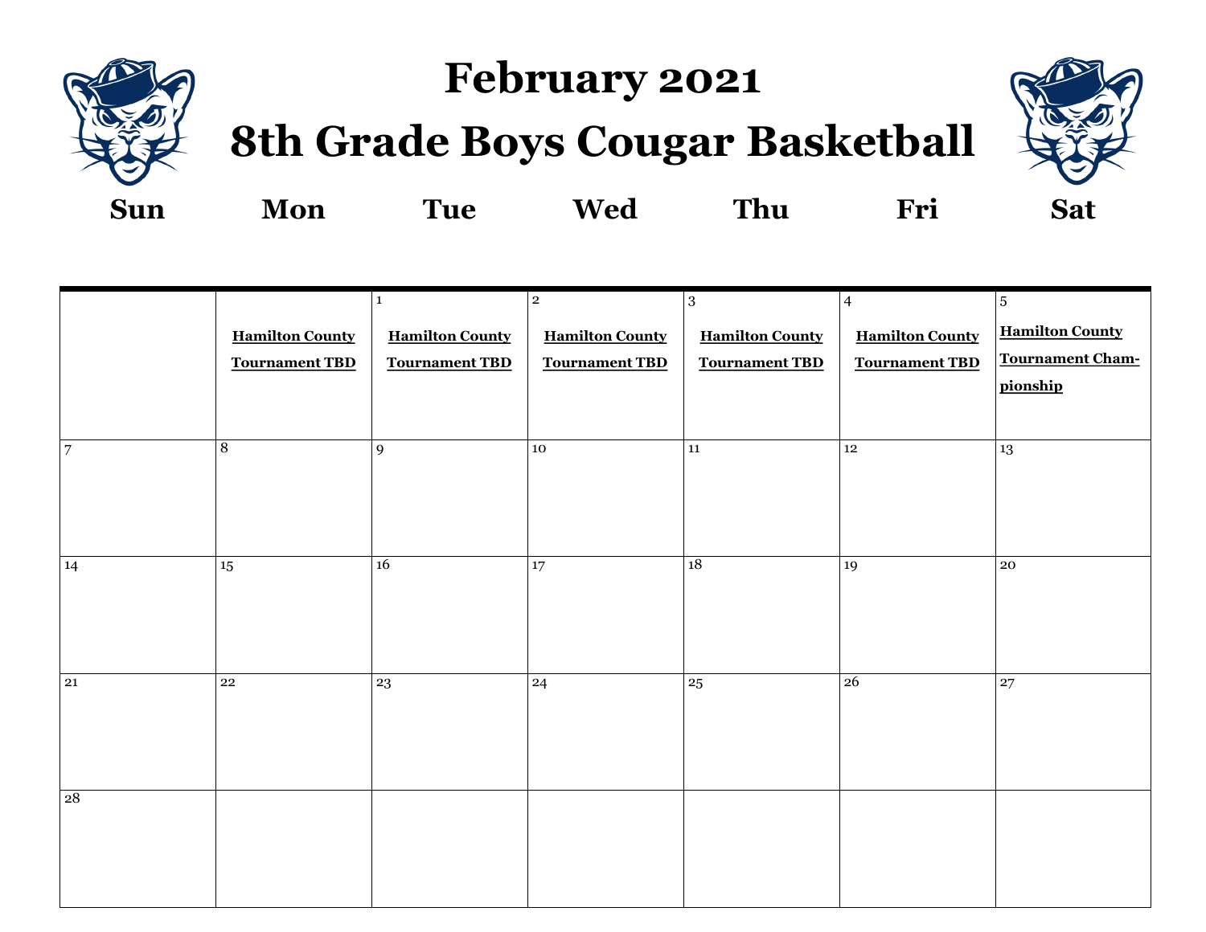# February 2021

# 8th Grade Boys Cougar Basketball

| Sun | Mon | Tue | Wed | Thu | Fri | Sat |
|---|---|---|---|---|---|---|
| | **Hamilton County Tournament TBD** | 1 **Hamilton County Tournament TBD** | 2 **Hamilton County Tournament TBD** | 3 **Hamilton County Tournament TBD** | 4 **Hamilton County Tournament TBD** | 5 **Hamilton County Tournament Championship** |
| 7 | 8 | 9 | 10 | 11 | 12 | 13 |
| 14 | 15 | 16 | 17 | 18 | 19 | 20 |
| 21 | 22 | 23 | 24 | 25 | 26 | 27 |
| 28 | | | | | | |